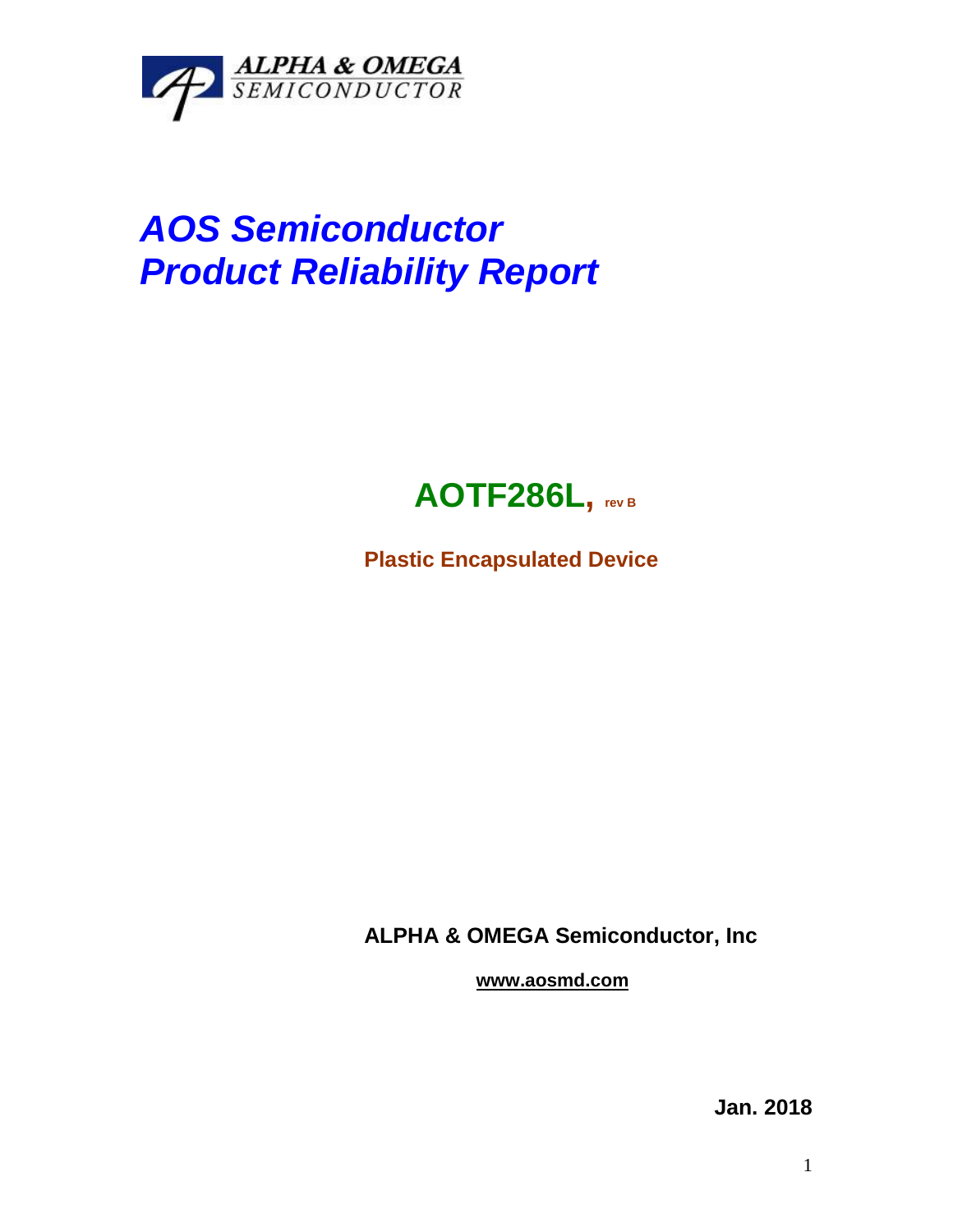ALPHA & OMEGA SEMICONDUCTOR

# *AOS Semiconductor*
# *Product Reliability Report*

## AOTF286L, rev B

**Plastic Encapsulated Device**

**ALPHA & OMEGA Semiconductor, Inc**

**www.aosmd.com**

**Jan. 2018**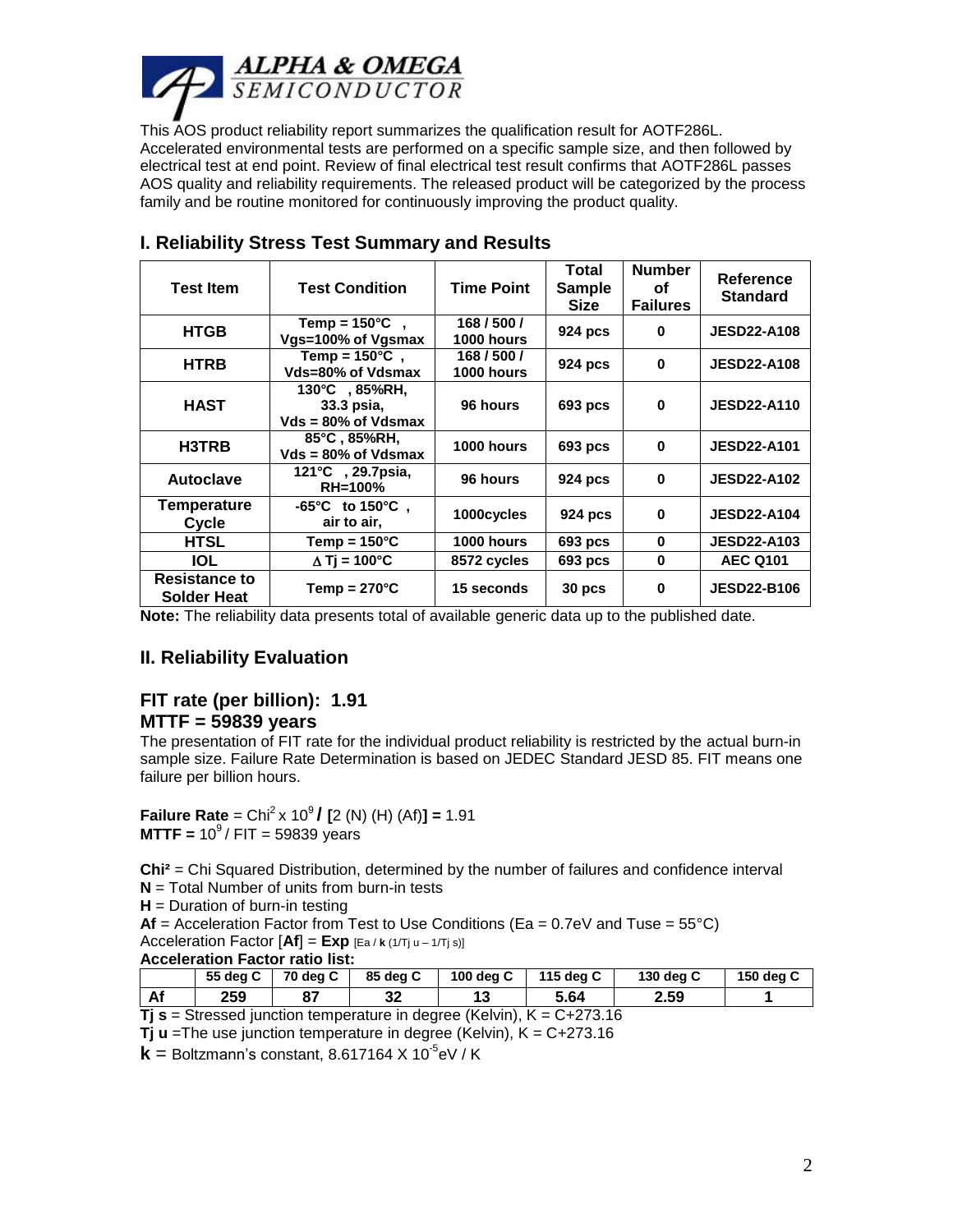This AOS product reliability report summarizes the qualification result for AOTF286L. Accelerated environmental tests are performed on a specific sample size, and then followed by electrical test at end point. Review of final electrical test result confirms that AOTF286L passes AOS quality and reliability requirements. The released product will be categorized by the process family and be routine monitored for continuously improving the product quality.

## I. Reliability Stress Test Summary and Results

| Test Item | Test Condition | Time Point | Total Sample Size | Number of Failures | Reference Standard |
|---|---|---|---|---|---|
| HTGB | Temp = 150°C , Vgs=100% of Vgsmax | 168 / 500 / 1000 hours | 924 pcs | 0 | JESD22-A108 |
| HTRB | Temp = 150°C , Vds=80% of Vdsmax | 168 / 500 / 1000 hours | 924 pcs | 0 | JESD22-A108 |
| HAST | 130°C , 85%RH, 33.3 psia, Vds = 80% of Vdsmax | 96 hours | 693 pcs | 0 | JESD22-A110 |
| H3TRB | 85°C , 85%RH, Vds = 80% of Vdsmax | 1000 hours | 693 pcs | 0 | JESD22-A101 |
| Autoclave | 121°C , 29.7psia, RH=100% | 96 hours | 924 pcs | 0 | JESD22-A102 |
| Temperature Cycle | -65°C to 150°C , air to air, | 1000cycles | 924 pcs | 0 | JESD22-A104 |
| HTSL | Temp = 150°C | 1000 hours | 693 pcs | 0 | JESD22-A103 |
| IOL | $\Delta$ Tj = 100°C | 8572 cycles | 693 pcs | 0 | AEC Q101 |
| Resistance to Solder Heat | Temp = 270°C | 15 seconds | 30 pcs | 0 | JESD22-B106 |

**Note:** The reliability data presents total of available generic data up to the published date.

## II. Reliability Evaluation

### FIT rate (per billion): 1.91
### MTTF = 59839 years

The presentation of FIT rate for the individual product reliability is restricted by the actual burn-in sample size. Failure Rate Determination is based on JEDEC Standard JESD 85. FIT means one failure per billion hours.

**Failure Rate** = $\text{Chi}^2 \times 10^9$ **/ [**2 (N) (H) (Af)**] =** 1.91
**MTTF =** $10^9$ / FIT = 59839 years

**Chi²** = Chi Squared Distribution, determined by the number of failures and confidence interval
**N** = Total Number of units from burn-in tests
**H** = Duration of burn-in testing
**Af** = Acceleration Factor from Test to Use Conditions (Ea = 0.7eV and Tuse = 55°C)
Acceleration Factor [**Af**] = **Exp** [Ea / **k** (1/Tj u – 1/Tj s)]

**Acceleration Factor ratio list:**

| | 55 deg C | 70 deg C | 85 deg C | 100 deg C | 115 deg C | 130 deg C | 150 deg C |
|---|---|---|---|---|---|---|---|
| Af | 259 | 87 | 32 | 13 | 5.64 | 2.59 | 1 |

**Tj s** = Stressed junction temperature in degree (Kelvin), K = C+273.16
**Tj u** =The use junction temperature in degree (Kelvin), K = C+273.16
**k** = Boltzmann's constant, 8.617164 X $10^{-5}$eV / K